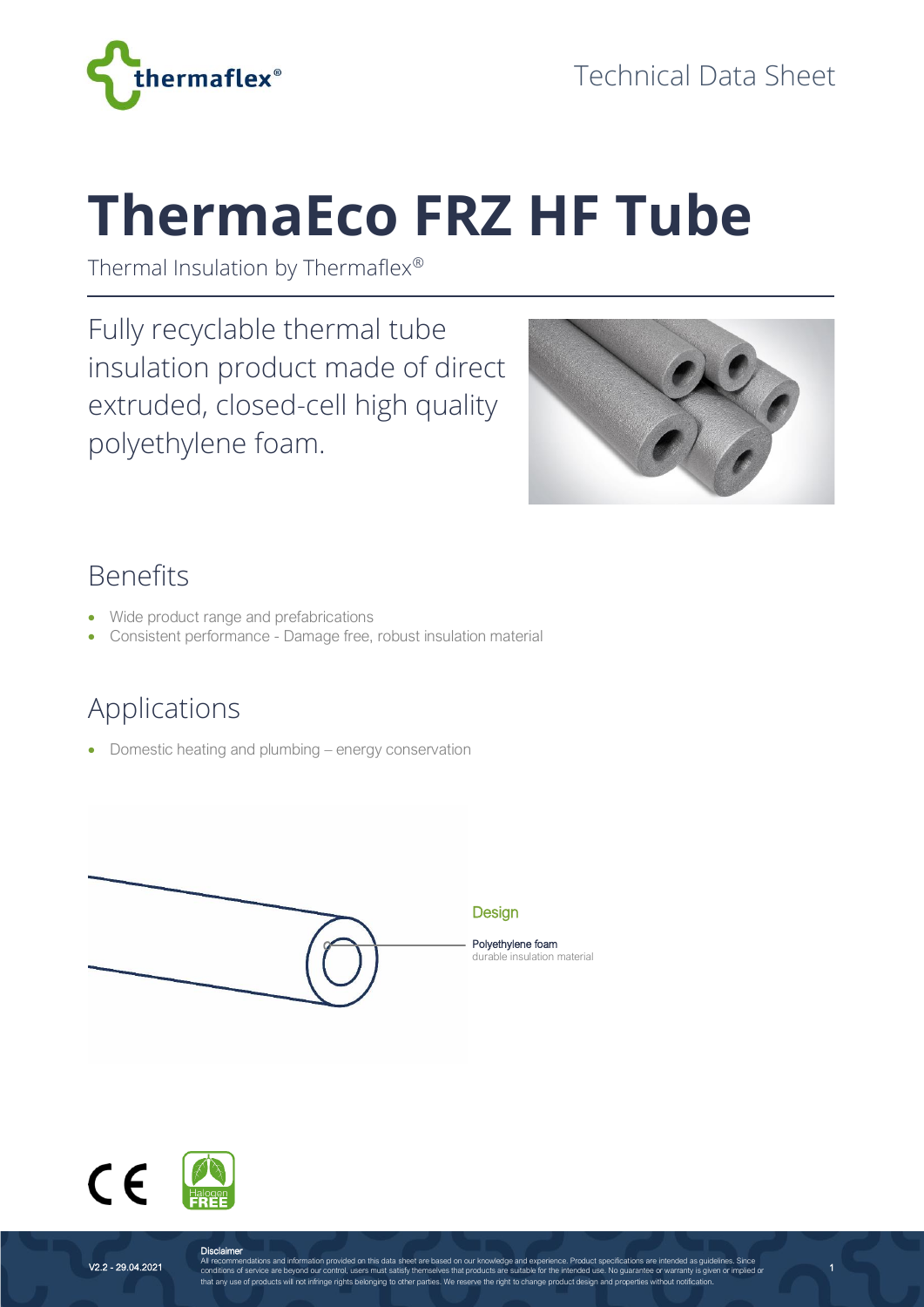Technical Data Sheet

# ThermaEco FRZ HF Tube

Thermal Insulation by Thermaflex®

Fully recyclable thermal tube insulation product made of direct extruded, closed-cell high quality polyethylene foam.

## Benefits

- Wide product range and prefabrications
- Consistent performance - Damage free, robust insulation material

## Applications

- Domestic heating and plumbing – energy conservation

### Design

**Polyethylene foam**
durable insulation material

V2.2 - 29.04.2021

**Disclaimer**
All recommendations and information provided on this data sheet are based on our knowledge and experience. Product specifications are intended as guidelines. Since conditions of service are beyond our control, users must satisfy themselves that products are suitable for the intended use. No guarantee or warranty is given or implied or that any use of products will not infringe rights belonging to other parties. We reserve the right to change product design and properties without notification.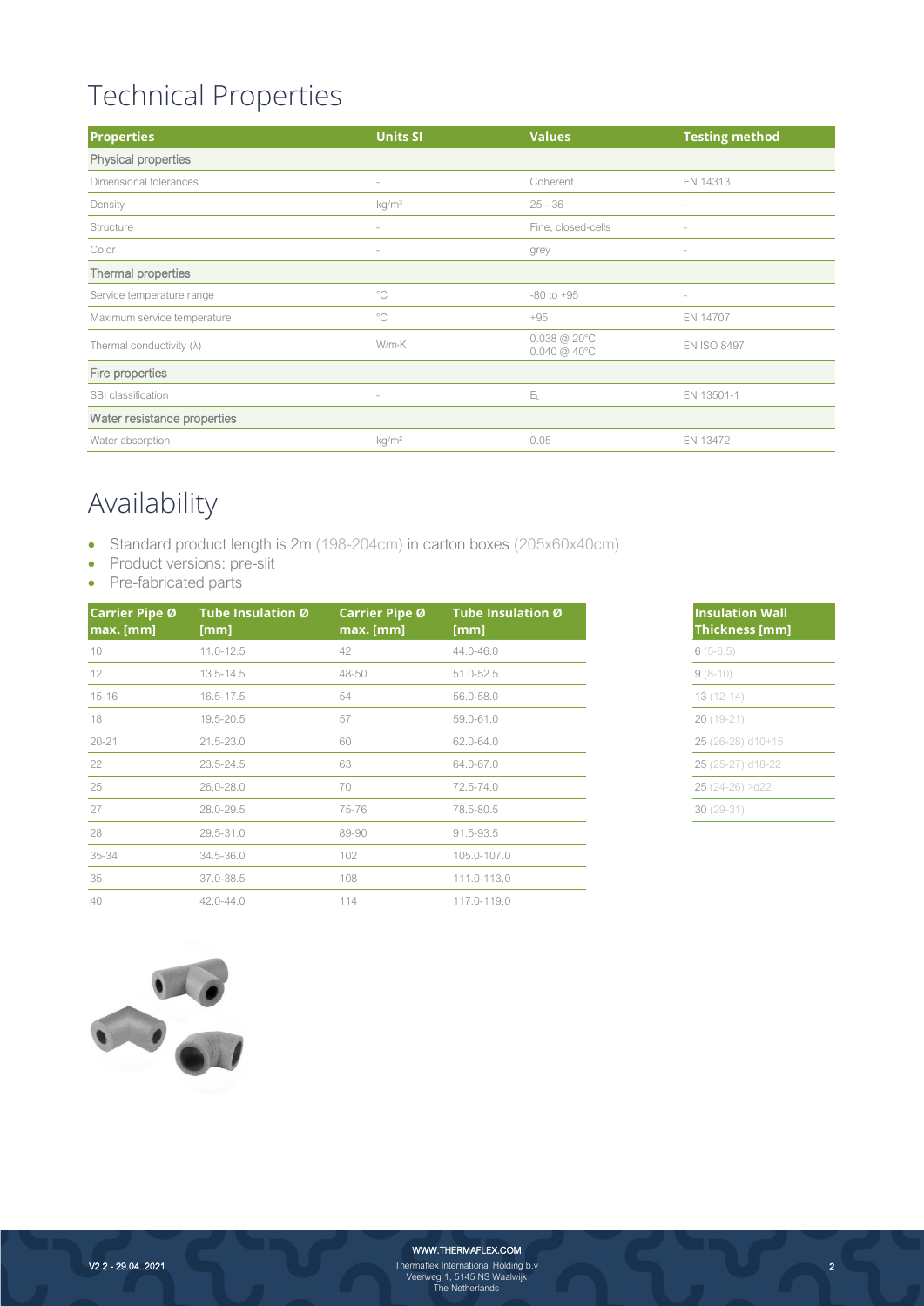# Technical Properties

| Properties | Units SI | Values | Testing method |
|---|---|---|---|
| **Physical properties** | | | |
| Dimensional tolerances | - | Coherent | EN 14313 |
| Density | kg/m³ | 25 - 36 | - |
| Structure | - | Fine, closed-cells | - |
| Color | - | grey | - |
| **Thermal properties** | | | |
| Service temperature range | °C | -80 to +95 | - |
| Maximum service temperature | °C | +95 | EN 14707 |
| Thermal conductivity (λ) | W/m·K | 0.038 @ 20°C<br>0.040 @ 40°C | EN ISO 8497 |
| **Fire properties** | | | |
| SBI classification | - | $E_L$ | EN 13501-1 |
| **Water resistance properties** | | | |
| Water absorption | kg/m² | 0.05 | EN 13472 |

# Availability

- Standard product length is 2m (198-204cm) in carton boxes (205x60x40cm)
- Product versions: pre-slit
- Pre-fabricated parts

| Carrier Pipe Ø max. [mm] | Tube Insulation Ø [mm] | Carrier Pipe Ø max. [mm] | Tube Insulation Ø [mm] |
|---|---|---|---|
| 10 | 11.0-12.5 | 42 | 44.0-46.0 |
| 12 | 13.5-14.5 | 48-50 | 51.0-52.5 |
| 15-16 | 16.5-17.5 | 54 | 56.0-58.0 |
| 18 | 19.5-20.5 | 57 | 59.0-61.0 |
| 20-21 | 21.5-23.0 | 60 | 62.0-64.0 |
| 22 | 23.5-24.5 | 63 | 64.0-67.0 |
| 25 | 26.0-28.0 | 70 | 72.5-74.0 |
| 27 | 28.0-29.5 | 75-76 | 78.5-80.5 |
| 28 | 29.5-31.0 | 89-90 | 91.5-93.5 |
| 35-34 | 34.5-36.0 | 102 | 105.0-107.0 |
| 35 | 37.0-38.5 | 108 | 111.0-113.0 |
| 40 | 42.0-44.0 | 114 | 117.0-119.0 |

| Insulation Wall Thickness [mm] |
|---|
| 6 (5-6.5) |
| 9 (8-10) |
| 13 (12-14) |
| 20 (19-21) |
| 25 (26-28) d10+15 |
| 25 (25-27) d18-22 |
| 25 (24-26) >d22 |
| 30 (29-31) |

V2.2 - 29.04..2021

WWW.THERMAFLEX.COM
Thermaflex International Holding b.v
Veerweg 1, 5145 NS Waalwijk
The Netherlands